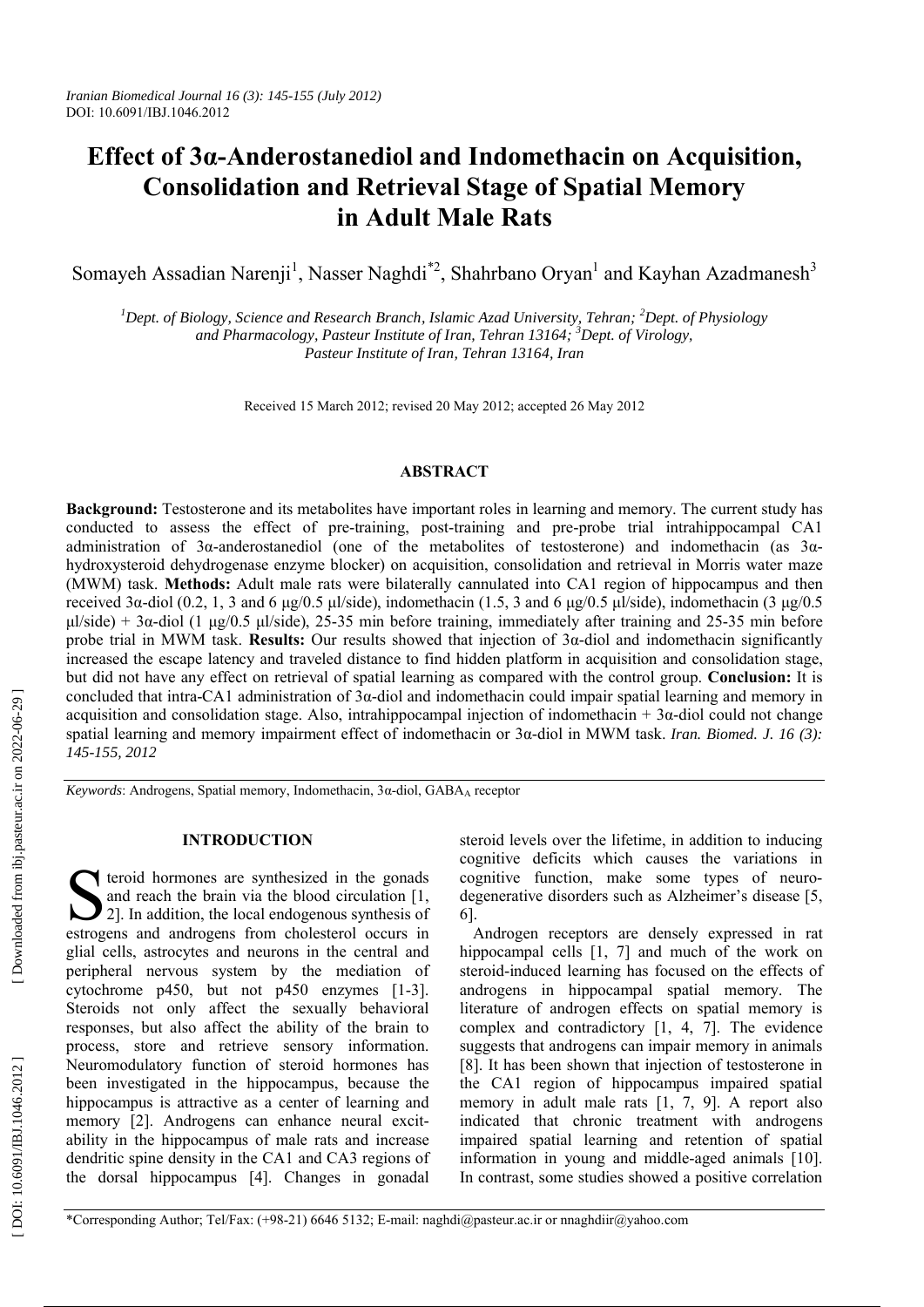# Effect of 3α-Anderostanediol and Indomethacin on Acquisition, Consolidation and Retrieval Stage of Spatial Memory in Adult Male Rats

Somayeh Assadian Narenji[1], Nasser Naghdi*[2], Shahrbano Oryan[1] and Kayhan Azadmanesh[3]

[1]*Dept. of Biology, Science and Research Branch, Islamic Azad University, Tehran;* [2]*Dept. of Physiology and Pharmacology, Pasteur Institute of Iran, Tehran 13164;* [3]*Dept. of Virology, Pasteur Institute of Iran, Tehran 13164, Iran*

Received 15 March 2012; revised 20 May 2012; accepted 26 May 2012

## ABSTRACT

**Background:** Testosterone and its metabolites have important roles in learning and memory. The current study has conducted to assess the effect of pre-training, post-training and pre-probe trial intrahippocampal CA1 administration of 3α-anderostanediol (one of the metabolites of testosterone) and indomethacin (as 3α-hydroxysteroid dehydrogenase enzyme blocker) on acquisition, consolidation and retrieval in Morris water maze (MWM) task. **Methods:** Adult male rats were bilaterally cannulated into CA1 region of hippocampus and then received 3α-diol (0.2, 1, 3 and 6 μg/0.5 μl/side), indomethacin (1.5, 3 and 6 μg/0.5 μl/side), indomethacin (3 μg/0.5 μl/side) + 3α-diol (1 μg/0.5 μl/side), 25-35 min before training, immediately after training and 25-35 min before probe trial in MWM task. **Results:** Our results showed that injection of 3α-diol and indomethacin significantly increased the escape latency and traveled distance to find hidden platform in acquisition and consolidation stage, but did not have any effect on retrieval of spatial learning as compared with the control group. **Conclusion:** It is concluded that intra-CA1 administration of 3α-diol and indomethacin could impair spatial learning and memory in acquisition and consolidation stage. Also, intrahippocampal injection of indomethacin + 3α-diol could not change spatial learning and memory impairment effect of indomethacin or 3α-diol in MWM task. *Iran. Biomed. J. 16 (3): 145-155, 2012*

*Keywords*: Androgens, Spatial memory, Indomethacin, 3α-diol, $GABA_A$ receptor

## INTRODUCTION

Steroid hormones are synthesized in the gonads and reach the brain via the blood circulation [1, 2]. In addition, the local endogenous synthesis of estrogens and androgens from cholesterol occurs in glial cells, astrocytes and neurons in the central and peripheral nervous system by the mediation of cytochrome p450, but not p450 enzymes [1-3]. Steroids not only affect the sexually behavioral responses, but also affect the ability of the brain to process, store and retrieve sensory information. Neuromodulatory function of steroid hormones has been investigated in the hippocampus, because the hippocampus is attractive as a center of learning and memory [2]. Androgens can enhance neural excitability in the hippocampus of male rats and increase dendritic spine density in the CA1 and CA3 regions of the dorsal hippocampus [4]. Changes in gonadal steroid levels over the lifetime, in addition to inducing cognitive deficits which causes the variations in cognitive function, make some types of neurodegenerative disorders such as Alzheimer's disease [5, 6].

Androgen receptors are densely expressed in rat hippocampal cells [1, 7] and much of the work on steroid-induced learning has focused on the effects of androgens in hippocampal spatial memory. The literature of androgen effects on spatial memory is complex and contradictory [1, 4, 7]. The evidence suggests that androgens can impair memory in animals [8]. It has been shown that injection of testosterone in the CA1 region of hippocampus impaired spatial memory in adult male rats [1, 7, 9]. A report also indicated that chronic treatment with androgens impaired spatial learning and retention of spatial information in young and middle-aged animals [10]. In contrast, some studies showed a positive correlation

*Corresponding Author; Tel/Fax: (+98-21) 6646 5132; E-mail: naghdi@pasteur.ac.ir or nnaghdiir@yahoo.com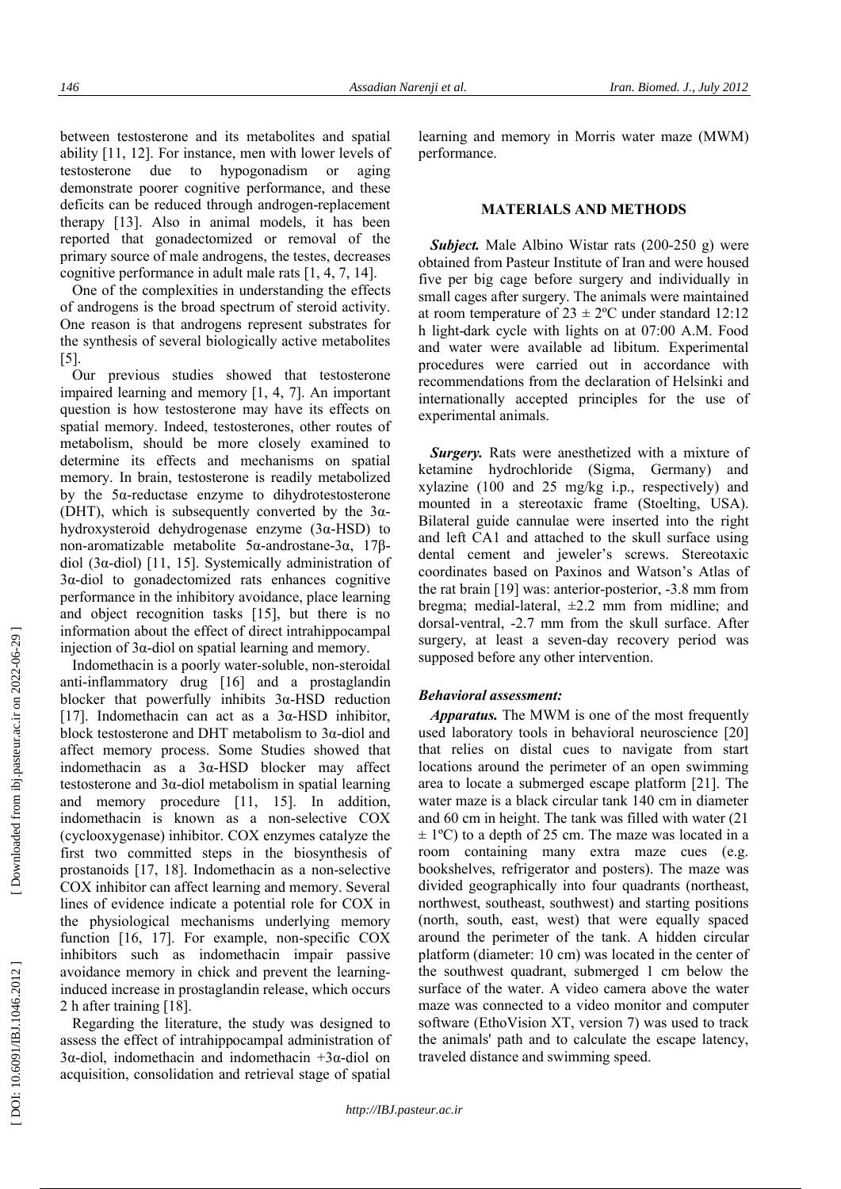between testosterone and its metabolites and spatial ability [11, 12]. For instance, men with lower levels of testosterone due to hypogonadism or aging demonstrate poorer cognitive performance, and these deficits can be reduced through androgen-replacement therapy [13]. Also in animal models, it has been reported that gonadectomized or removal of the primary source of male androgens, the testes, decreases cognitive performance in adult male rats [1, 4, 7, 14].

One of the complexities in understanding the effects of androgens is the broad spectrum of steroid activity. One reason is that androgens represent substrates for the synthesis of several biologically active metabolites [5].

Our previous studies showed that testosterone impaired learning and memory [1, 4, 7]. An important question is how testosterone may have its effects on spatial memory. Indeed, testosterones, other routes of metabolism, should be more closely examined to determine its effects and mechanisms on spatial memory. In brain, testosterone is readily metabolized by the 5α-reductase enzyme to dihydrotestosterone (DHT), which is subsequently converted by the 3α-hydroxysteroid dehydrogenase enzyme (3α-HSD) to non-aromatizable metabolite 5α-androstane-3α, 17β-diol (3α-diol) [11, 15]. Systemically administration of 3α-diol to gonadectomized rats enhances cognitive performance in the inhibitory avoidance, place learning and object recognition tasks [15], but there is no information about the effect of direct intrahippocampal injection of 3α-diol on spatial learning and memory.

Indomethacin is a poorly water-soluble, non-steroidal anti-inflammatory drug [16] and a prostaglandin blocker that powerfully inhibits 3α-HSD reduction [17]. Indomethacin can act as a 3α-HSD inhibitor, block testosterone and DHT metabolism to 3α-diol and affect memory process. Some Studies showed that indomethacin as a 3α-HSD blocker may affect testosterone and 3α-diol metabolism in spatial learning and memory procedure [11, 15]. In addition, indomethacin is known as a non-selective COX (cyclooxygenase) inhibitor. COX enzymes catalyze the first two committed steps in the biosynthesis of prostanoids [17, 18]. Indomethacin as a non-selective COX inhibitor can affect learning and memory. Several lines of evidence indicate a potential role for COX in the physiological mechanisms underlying memory function [16, 17]. For example, non-specific COX inhibitors such as indomethacin impair passive avoidance memory in chick and prevent the learning-induced increase in prostaglandin release, which occurs 2 h after training [18].

Regarding the literature, the study was designed to assess the effect of intrahippocampal administration of 3α-diol, indomethacin and indomethacin +3α-diol on acquisition, consolidation and retrieval stage of spatial learning and memory in Morris water maze (MWM) performance.

## MATERIALS AND METHODS

***Subject.*** Male Albino Wistar rats (200-250 g) were obtained from Pasteur Institute of Iran and were housed five per big cage before surgery and individually in small cages after surgery. The animals were maintained at room temperature of 23 ± 2ºC under standard 12:12 h light-dark cycle with lights on at 07:00 A.M. Food and water were available ad libitum. Experimental procedures were carried out in accordance with recommendations from the declaration of Helsinki and internationally accepted principles for the use of experimental animals.

***Surgery.*** Rats were anesthetized with a mixture of ketamine hydrochloride (Sigma, Germany) and xylazine (100 and 25 mg/kg i.p., respectively) and mounted in a stereotaxic frame (Stoelting, USA). Bilateral guide cannulae were inserted into the right and left CA1 and attached to the skull surface using dental cement and jeweler's screws. Stereotaxic coordinates based on Paxinos and Watson's Atlas of the rat brain [19] was: anterior-posterior, -3.8 mm from bregma; medial-lateral, ±2.2 mm from midline; and dorsal-ventral, -2.7 mm from the skull surface. After surgery, at least a seven-day recovery period was supposed before any other intervention.

### *Behavioral assessment:*

***Apparatus.*** The MWM is one of the most frequently used laboratory tools in behavioral neuroscience [20] that relies on distal cues to navigate from start locations around the perimeter of an open swimming area to locate a submerged escape platform [21]. The water maze is a black circular tank 140 cm in diameter and 60 cm in height. The tank was filled with water (21 ± 1ºC) to a depth of 25 cm. The maze was located in a room containing many extra maze cues (e.g. bookshelves, refrigerator and posters). The maze was divided geographically into four quadrants (northeast, northwest, southeast, southwest) and starting positions (north, south, east, west) that were equally spaced around the perimeter of the tank. A hidden circular platform (diameter: 10 cm) was located in the center of the southwest quadrant, submerged 1 cm below the surface of the water. A video camera above the water maze was connected to a video monitor and computer software (EthoVision XT, version 7) was used to track the animals' path and to calculate the escape latency, traveled distance and swimming speed.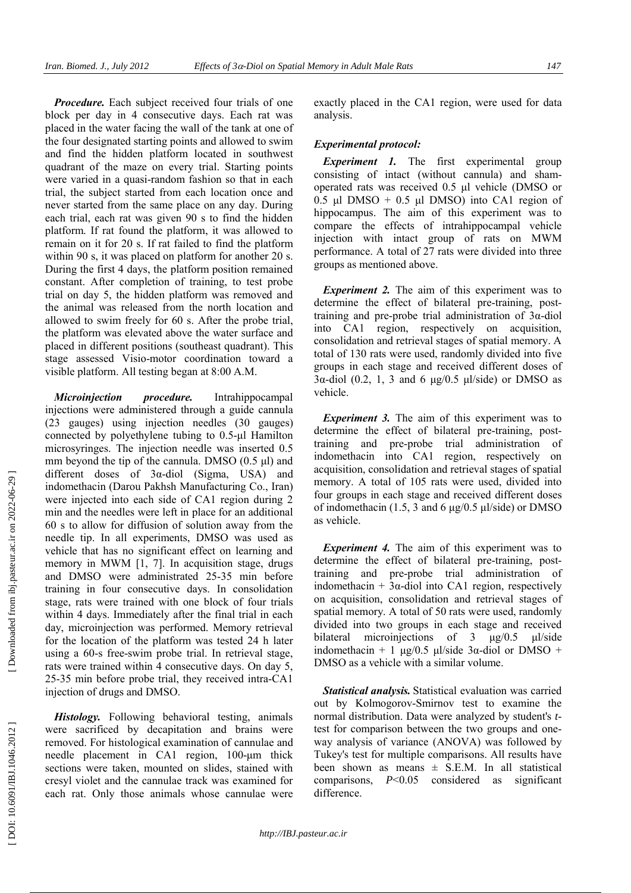***Procedure.*** Each subject received four trials of one block per day in 4 consecutive days. Each rat was placed in the water facing the wall of the tank at one of the four designated starting points and allowed to swim and find the hidden platform located in southwest quadrant of the maze on every trial. Starting points were varied in a quasi-random fashion so that in each trial, the subject started from each location once and never started from the same place on any day. During each trial, each rat was given 90 s to find the hidden platform. If rat found the platform, it was allowed to remain on it for 20 s. If rat failed to find the platform within 90 s, it was placed on platform for another 20 s. During the first 4 days, the platform position remained constant. After completion of training, to test probe trial on day 5, the hidden platform was removed and the animal was released from the north location and allowed to swim freely for 60 s. After the probe trial, the platform was elevated above the water surface and placed in different positions (southeast quadrant). This stage assessed Visio-motor coordination toward a visible platform. All testing began at 8:00 A.M.

***Microinjection procedure.*** Intrahippocampal injections were administered through a guide cannula (23 gauges) using injection needles (30 gauges) connected by polyethylene tubing to 0.5-µl Hamilton microsyringes. The injection needle was inserted 0.5 mm beyond the tip of the cannula. DMSO (0.5 µl) and different doses of 3α-diol (Sigma, USA) and indomethacin (Darou Pakhsh Manufacturing Co., Iran) were injected into each side of CA1 region during 2 min and the needles were left in place for an additional 60 s to allow for diffusion of solution away from the needle tip. In all experiments, DMSO was used as vehicle that has no significant effect on learning and memory in MWM [1, 7]. In acquisition stage, drugs and DMSO were administrated 25-35 min before training in four consecutive days. In consolidation stage, rats were trained with one block of four trials within 4 days. Immediately after the final trial in each day, microinjection was performed. Memory retrieval for the location of the platform was tested 24 h later using a 60-s free-swim probe trial. In retrieval stage, rats were trained within 4 consecutive days. On day 5, 25-35 min before probe trial, they received intra-CA1 injection of drugs and DMSO.

***Histology.*** Following behavioral testing, animals were sacrificed by decapitation and brains were removed. For histological examination of cannulae and needle placement in CA1 region, 100-µm thick sections were taken, mounted on slides, stained with cresyl violet and the cannulae track was examined for each rat. Only those animals whose cannulae were exactly placed in the CA1 region, were used for data analysis.

### *Experimental protocol:*

***Experiment 1.*** The first experimental group consisting of intact (without cannula) and sham-operated rats was received 0.5 µl vehicle (DMSO or 0.5 µl DMSO + 0.5 µl DMSO) into CA1 region of hippocampus. The aim of this experiment was to compare the effects of intrahippocampal vehicle injection with intact group of rats on MWM performance. A total of 27 rats were divided into three groups as mentioned above.

***Experiment 2.*** The aim of this experiment was to determine the effect of bilateral pre-training, post-training and pre-probe trial administration of 3α-diol into CA1 region, respectively on acquisition, consolidation and retrieval stages of spatial memory. A total of 130 rats were used, randomly divided into five groups in each stage and received different doses of 3α-diol (0.2, 1, 3 and 6 µg/0.5 µl/side) or DMSO as vehicle.

***Experiment 3.*** The aim of this experiment was to determine the effect of bilateral pre-training, post-training and pre-probe trial administration of indomethacin into CA1 region, respectively on acquisition, consolidation and retrieval stages of spatial memory. A total of 105 rats were used, divided into four groups in each stage and received different doses of indomethacin (1.5, 3 and 6 µg/0.5 µl/side) or DMSO as vehicle.

***Experiment 4.*** The aim of this experiment was to determine the effect of bilateral pre-training, post-training and pre-probe trial administration of indomethacin + 3α-diol into CA1 region, respectively on acquisition, consolidation and retrieval stages of spatial memory. A total of 50 rats were used, randomly divided into two groups in each stage and received bilateral microinjections of 3 µg/0.5 µl/side indomethacin + 1 µg/0.5 µl/side 3α-diol or DMSO + DMSO as a vehicle with a similar volume.

***Statistical analysis.*** Statistical evaluation was carried out by Kolmogorov-Smirnov test to examine the normal distribution. Data were analyzed by student's *t*-test for comparison between the two groups and one-way analysis of variance (ANOVA) was followed by Tukey's test for multiple comparisons. All results have been shown as means ± S.E.M. In all statistical comparisons, $P<0.05$ considered as significant difference.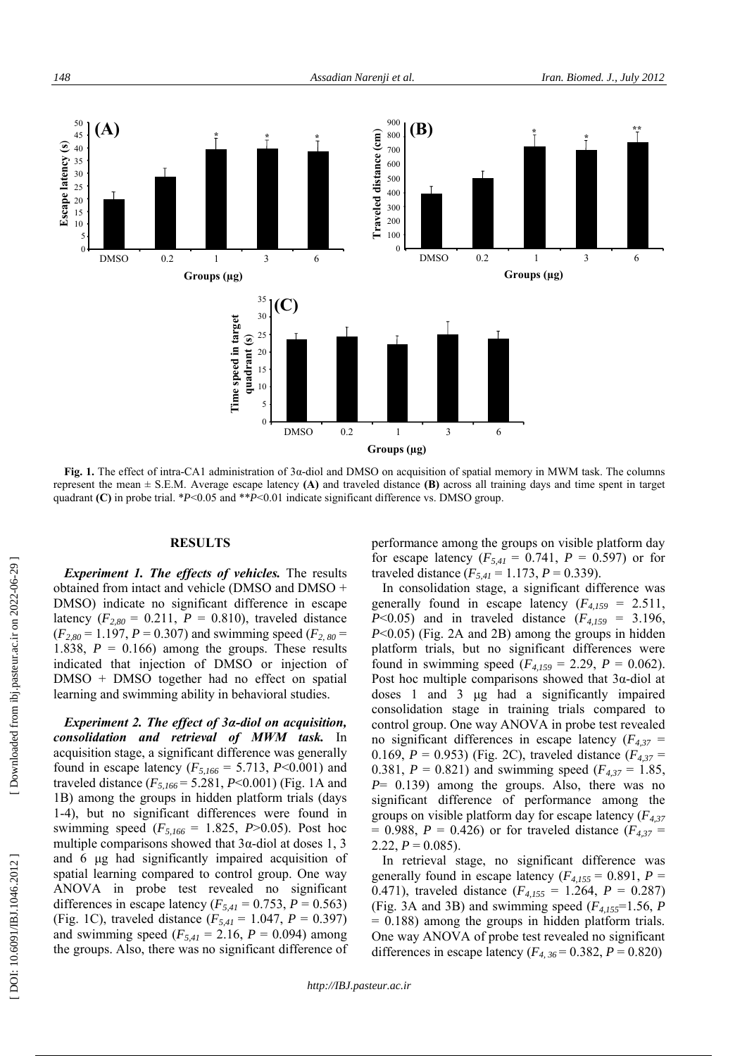**Fig. 1.** The effect of intra-CA1 administration of 3α-diol and DMSO on acquisition of spatial memory in MWM task. The columns represent the mean ± S.E.M. Average escape latency **(A)** and traveled distance **(B)** across all training days and time spent in target quadrant **(C)** in probe trial. *$P$<0.05 and **$P$<0.01 indicate significant difference vs. DMSO group.

## RESULTS

***Experiment 1. The effects of vehicles.*** The results obtained from intact and vehicle (DMSO and DMSO + DMSO) indicate no significant difference in escape latency ($F_{2,80}$ = 0.211, $P$ = 0.810), traveled distance ($F_{2,80}$ = 1.197, $P$ = 0.307) and swimming speed ($F_{2,80}$ = 1.838, $P$ = 0.166) among the groups. These results indicated that injection of DMSO or injection of DMSO + DMSO together had no effect on spatial learning and swimming ability in behavioral studies.

***Experiment 2. The effect of 3α-diol on acquisition, consolidation and retrieval of MWM task.*** In acquisition stage, a significant difference was generally found in escape latency ($F_{5,166}$ = 5.713, $P$<0.001) and traveled distance ($F_{5,166}$ = 5.281, $P$<0.001) (Fig. 1A and 1B) among the groups in hidden platform trials (days 1-4), but no significant differences were found in swimming speed ($F_{5,166}$ = 1.825, $P$>0.05). Post hoc multiple comparisons showed that 3α-diol at doses 1, 3 and 6 µg had significantly impaired acquisition of spatial learning compared to control group. One way ANOVA in probe test revealed no significant differences in escape latency ($F_{5,41}$ = 0.753, $P$ = 0.563) (Fig. 1C), traveled distance ($F_{5,41}$ = 1.047, $P$ = 0.397) and swimming speed ($F_{5,41}$ = 2.16, $P$ = 0.094) among the groups. Also, there was no significant difference of performance among the groups on visible platform day for escape latency ($F_{5,41}$ = 0.741, $P$ = 0.597) or for traveled distance ($F_{5,41}$ = 1.173, $P$ = 0.339).

In consolidation stage, a significant difference was generally found in escape latency ($F_{4,159}$ = 2.511, $P$<0.05) and in traveled distance ($F_{4,159}$ = 3.196, $P$<0.05) (Fig. 2A and 2B) among the groups in hidden platform trials, but no significant differences were found in swimming speed ($F_{4,159}$ = 2.29, $P$ = 0.062). Post hoc multiple comparisons showed that 3α-diol at doses 1 and 3 µg had a significantly impaired consolidation stage in training trials compared to control group. One way ANOVA in probe test revealed no significant differences in escape latency ($F_{4,37}$ = 0.169, $P$ = 0.953) (Fig. 2C), traveled distance ($F_{4,37}$ = 0.381, $P$ = 0.821) and swimming speed ($F_{4,37}$ = 1.85, $P$= 0.139) among the groups. Also, there was no significant difference of performance among the groups on visible platform day for escape latency ($F_{4,37}$ = 0.988, $P$ = 0.426) or for traveled distance ($F_{4,37}$ = 2.22, $P$ = 0.085).

In retrieval stage, no significant difference was generally found in escape latency ($F_{4,155}$ = 0.891, $P$ = 0.471), traveled distance ($F_{4,155}$ = 1.264, $P$ = 0.287) (Fig. 3A and 3B) and swimming speed ($F_{4,155}$=1.56, $P$ = 0.188) among the groups in hidden platform trials. One way ANOVA of probe test revealed no significant differences in escape latency ($F_{4,36}$ = 0.382, $P$ = 0.820)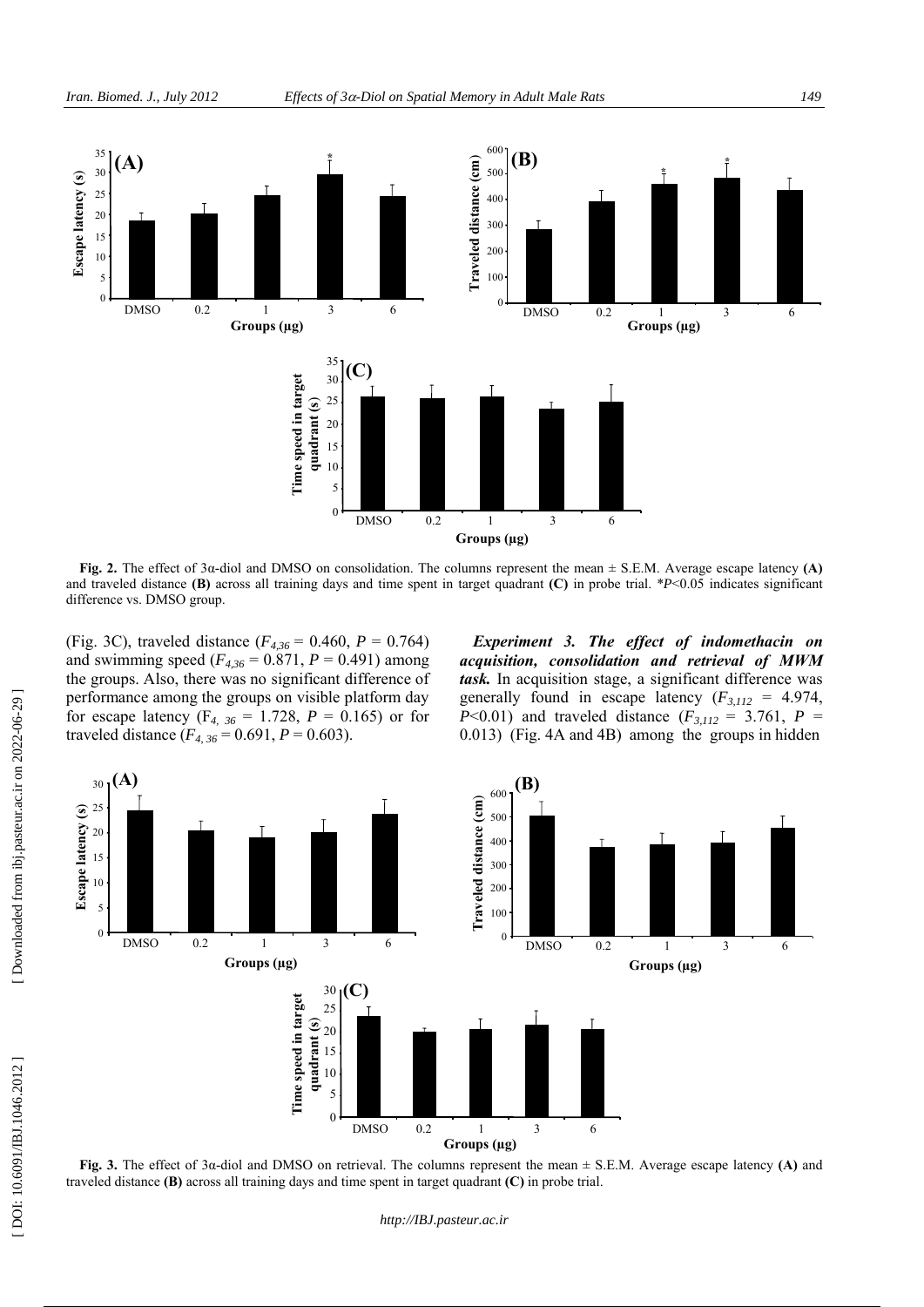**Fig. 2.** The effect of 3α-diol and DMSO on consolidation. The columns represent the mean ± S.E.M. Average escape latency **(A)** and traveled distance **(B)** across all training days and time spent in target quadrant **(C)** in probe trial. \*$P$<0.05 indicates significant difference vs. DMSO group.

(Fig. 3C), traveled distance ($F_{4,36}$ = 0.460, $P$ = 0.764) and swimming speed ($F_{4,36}$ = 0.871, $P$ = 0.491) among the groups. Also, there was no significant difference of performance among the groups on visible platform day for escape latency ($F_{4,36}$ = 1.728, $P$ = 0.165) or for traveled distance ($F_{4,36}$ = 0.691, $P$ = 0.603).

***Experiment 3. The effect of indomethacin on acquisition, consolidation and retrieval of MWM task.*** In acquisition stage, a significant difference was generally found in escape latency ($F_{3,112}$ = 4.974, $P$<0.01) and traveled distance ($F_{3,112}$ = 3.761, $P$ = 0.013) (Fig. 4A and 4B) among the groups in hidden

**Fig. 3.** The effect of 3α-diol and DMSO on retrieval. The columns represent the mean ± S.E.M. Average escape latency **(A)** and traveled distance **(B)** across all training days and time spent in target quadrant **(C)** in probe trial.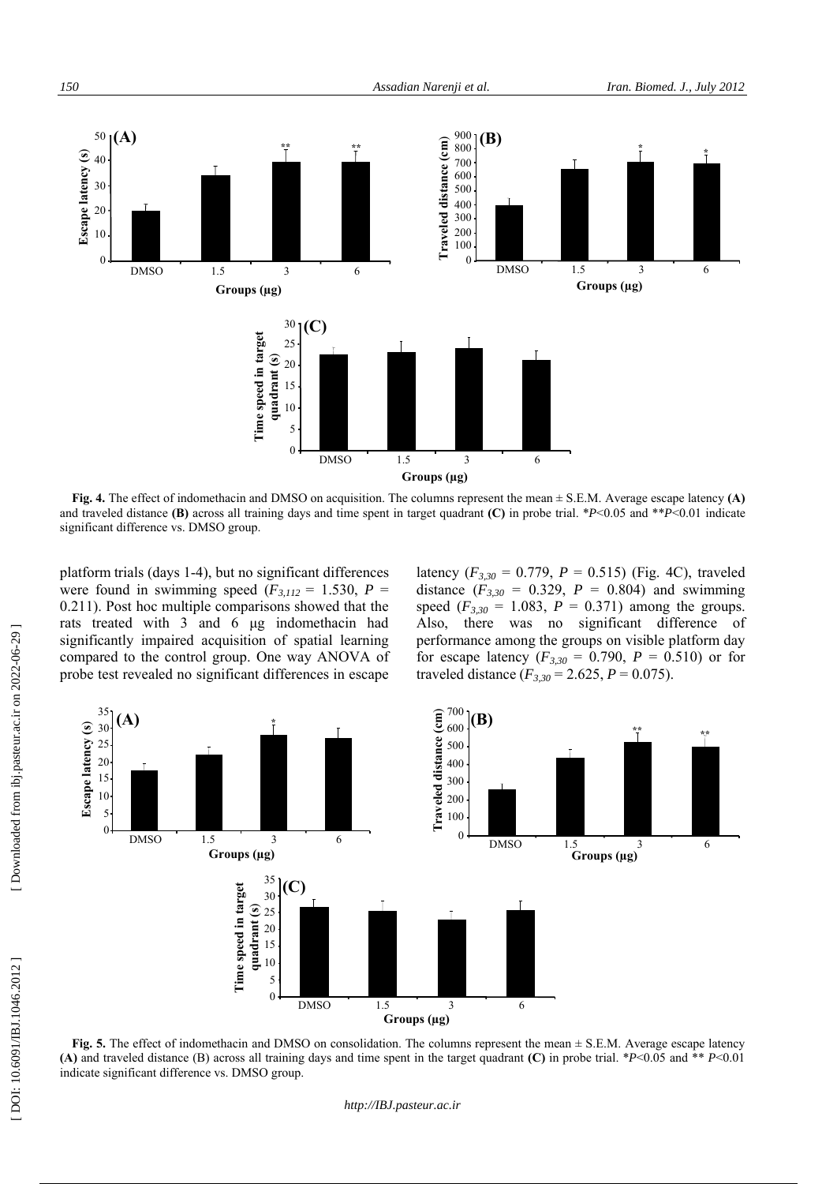**Fig. 4.** The effect of indomethacin and DMSO on acquisition. The columns represent the mean ± S.E.M. Average escape latency **(A)** and traveled distance **(B)** across all training days and time spent in target quadrant **(C)** in probe trial. \**P*<0.05 and \*\**P*<0.01 indicate significant difference vs. DMSO group.

platform trials (days 1-4), but no significant differences were found in swimming speed ($F_{3,112}$ = 1.530, $P$ = 0.211). Post hoc multiple comparisons showed that the rats treated with 3 and 6 µg indomethacin had significantly impaired acquisition of spatial learning compared to the control group. One way ANOVA of probe test revealed no significant differences in escape latency ($F_{3,30}$ = 0.779, $P$ = 0.515) (Fig. 4C), traveled distance ($F_{3,30}$ = 0.329, $P$ = 0.804) and swimming speed ($F_{3,30}$ = 1.083, $P$ = 0.371) among the groups. Also, there was no significant difference of performance among the groups on visible platform day for escape latency ($F_{3,30}$ = 0.790, $P$ = 0.510) or for traveled distance ($F_{3,30}$ = 2.625, $P$ = 0.075).

**Fig. 5.** The effect of indomethacin and DMSO on consolidation. The columns represent the mean ± S.E.M. Average escape latency **(A)** and traveled distance (B) across all training days and time spent in the target quadrant **(C)** in probe trial. \**P*<0.05 and \*\* *P*<0.01 indicate significant difference vs. DMSO group.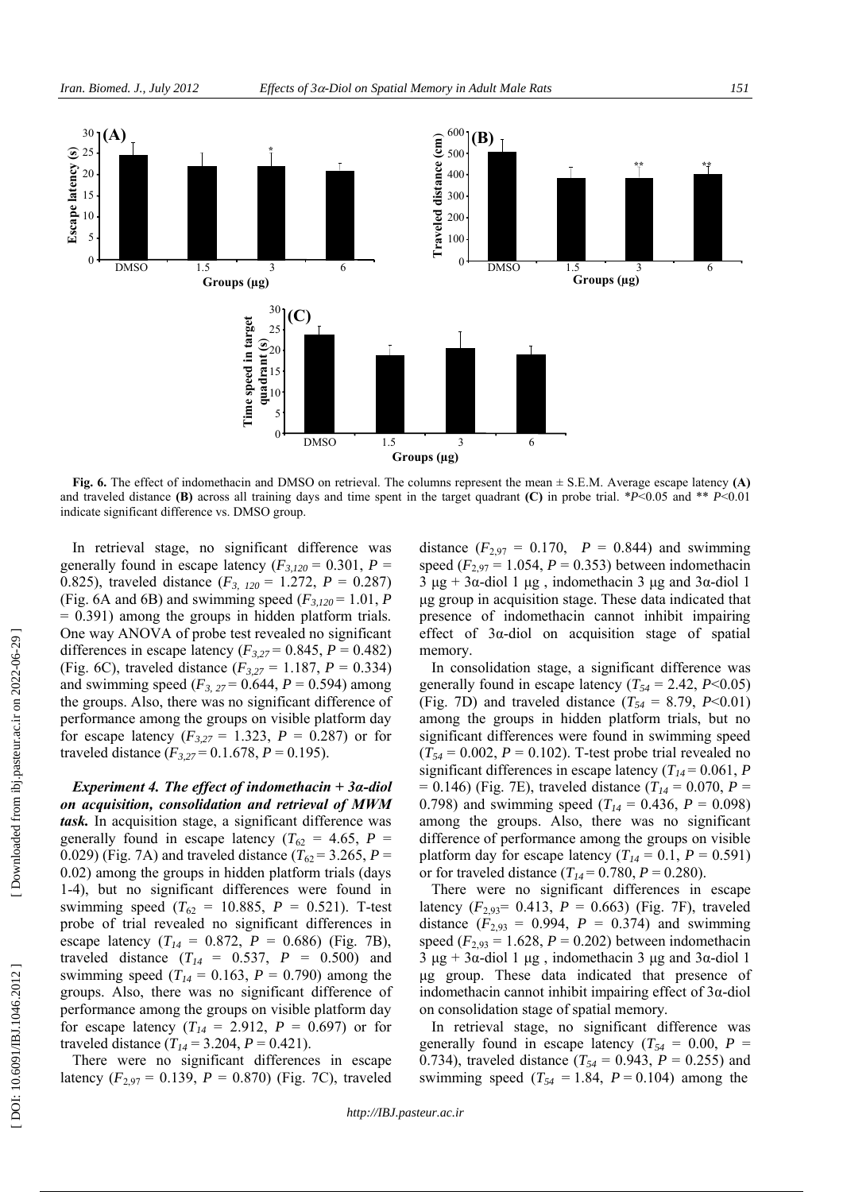**Fig. 6.** The effect of indomethacin and DMSO on retrieval. The columns represent the mean ± S.E.M. Average escape latency **(A)** and traveled distance **(B)** across all training days and time spent in the target quadrant **(C)** in probe trial. \*$P<0.05$ and \*\* $P<0.01$ indicate significant difference vs. DMSO group.

In retrieval stage, no significant difference was generally found in escape latency ($F_{3,120}$ = 0.301, $P$ = 0.825), traveled distance ($F_{3,120}$ = 1.272, $P$ = 0.287) (Fig. 6A and 6B) and swimming speed ($F_{3,120}$ = 1.01, $P$ = 0.391) among the groups in hidden platform trials. One way ANOVA of probe test revealed no significant differences in escape latency ($F_{3,27}$ = 0.845, $P$ = 0.482) (Fig. 6C), traveled distance ($F_{3,27}$ = 1.187, $P$ = 0.334) and swimming speed ($F_{3,27}$ = 0.644, $P$ = 0.594) among the groups. Also, there was no significant difference of performance among the groups on visible platform day for escape latency ($F_{3,27}$ = 1.323, $P$ = 0.287) or for traveled distance ($F_{3,27}$ = 0.1.678, $P$ = 0.195).

***Experiment 4. The effect of indomethacin + 3α-diol on acquisition, consolidation and retrieval of MWM task.*** In acquisition stage, a significant difference was generally found in escape latency ($T_{62}$ = 4.65, $P$ = 0.029) (Fig. 7A) and traveled distance ($T_{62}$ = 3.265, $P$ = 0.02) among the groups in hidden platform trials (days 1-4), but no significant differences were found in swimming speed ($T_{62}$ = 10.885, $P$ = 0.521). T-test probe of trial revealed no significant differences in escape latency ($T_{14}$ = 0.872, $P$ = 0.686) (Fig. 7B), traveled distance ($T_{14}$ = 0.537, $P$ = 0.500) and swimming speed ($T_{14}$ = 0.163, $P$ = 0.790) among the groups. Also, there was no significant difference of performance among the groups on visible platform day for escape latency ($T_{14}$ = 2.912, $P$ = 0.697) or for traveled distance ($T_{14}$ = 3.204, $P$ = 0.421).

There were no significant differences in escape latency ($F_{2,97}$ = 0.139, $P$ = 0.870) (Fig. 7C), traveled distance ($F_{2,97}$ = 0.170, $P$ = 0.844) and swimming speed ($F_{2,97}$ = 1.054, $P$ = 0.353) between indomethacin 3 µg + 3α-diol 1 µg , indomethacin 3 µg and 3α-diol 1 µg group in acquisition stage. These data indicated that presence of indomethacin cannot inhibit impairing effect of 3α-diol on acquisition stage of spatial memory.

In consolidation stage, a significant difference was generally found in escape latency ($T_{54}$ = 2.42, $P<0.05$) (Fig. 7D) and traveled distance ($T_{54}$ = 8.79, $P<0.01$) among the groups in hidden platform trials, but no significant differences were found in swimming speed ($T_{54}$ = 0.002, $P$ = 0.102). T-test probe trial revealed no significant differences in escape latency ($T_{14}$ = 0.061, $P$ = 0.146) (Fig. 7E), traveled distance ($T_{14}$ = 0.070, $P$ = 0.798) and swimming speed ($T_{14}$ = 0.436, $P$ = 0.098) among the groups. Also, there was no significant difference of performance among the groups on visible platform day for escape latency ($T_{14}$ = 0.1, $P$ = 0.591) or for traveled distance ($T_{14}$ = 0.780, $P$ = 0.280).

There were no significant differences in escape latency ($F_{2,93}$= 0.413, $P$ = 0.663) (Fig. 7F), traveled distance ($F_{2,93}$ = 0.994, $P$ = 0.374) and swimming speed ($F_{2,93}$ = 1.628, $P$ = 0.202) between indomethacin 3 µg + 3α-diol 1 µg , indomethacin 3 µg and 3α-diol 1 µg group. These data indicated that presence of indomethacin cannot inhibit impairing effect of 3α-diol on consolidation stage of spatial memory.

In retrieval stage, no significant difference was generally found in escape latency ($T_{54}$ = 0.00, $P$ = 0.734), traveled distance ($T_{54}$ = 0.943, $P$ = 0.255) and swimming speed ($T_{54}$ = 1.84, $P$ = 0.104) among the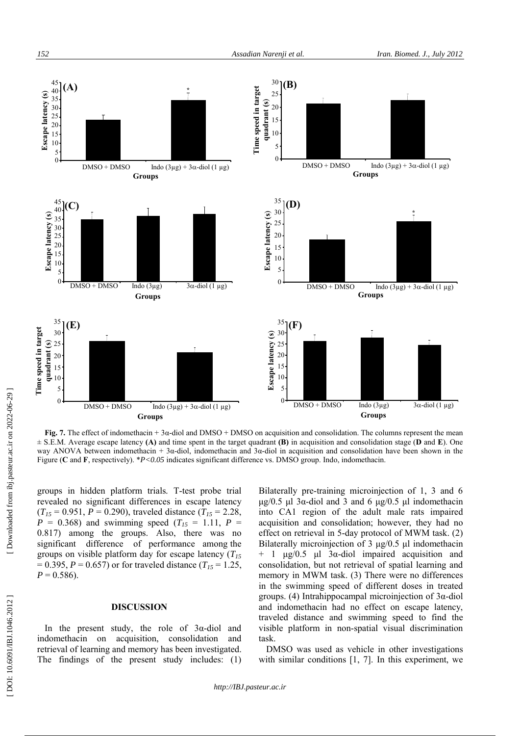**Fig. 7.** The effect of indomethacin + 3α-diol and DMSO + DMSO on acquisition and consolidation. The columns represent the mean ± S.E.M. Average escape latency **(A)** and time spent in the target quadrant **(B)** in acquisition and consolidation stage (**D** and **E**). One way ANOVA between indomethacin + 3α-diol, indomethacin and 3α-diol in acquisition and consolidation have been shown in the Figure (**C** and **F**, respectively). *$P<0.05$ indicates significant difference vs. DMSO group. Indo, indomethacin.

groups in hidden platform trials. T-test probe trial revealed no significant differences in escape latency ($T_{15}$ = 0.951, $P$ = 0.290), traveled distance ($T_{15}$ = 2.28, $P$ = 0.368) and swimming speed ($T_{15}$ = 1.11, $P$ = 0.817) among the groups. Also, there was no significant difference of performance among the groups on visible platform day for escape latency ($T_{15}$ = 0.395, $P$ = 0.657) or for traveled distance ($T_{15}$ = 1.25, $P$ = 0.586).

## DISCUSSION

In the present study, the role of 3α-diol and indomethacin on acquisition, consolidation and retrieval of learning and memory has been investigated. The findings of the present study includes: (1) Bilaterally pre-training microinjection of 1, 3 and 6 µg/0.5 µl 3α-diol and 3 and 6 µg/0.5 µl indomethacin into CA1 region of the adult male rats impaired acquisition and consolidation; however, they had no effect on retrieval in 5-day protocol of MWM task. (2) Bilaterally microinjection of 3 µg/0.5 µl indomethacin + 1 µg/0.5 µl 3α-diol impaired acquisition and consolidation, but not retrieval of spatial learning and memory in MWM task. (3) There were no differences in the swimming speed of different doses in treated groups. (4) Intrahippocampal microinjection of 3α-diol and indomethacin had no effect on escape latency, traveled distance and swimming speed to find the visible platform in non-spatial visual discrimination task.

DMSO was used as vehicle in other investigations with similar conditions [1, 7]. In this experiment, we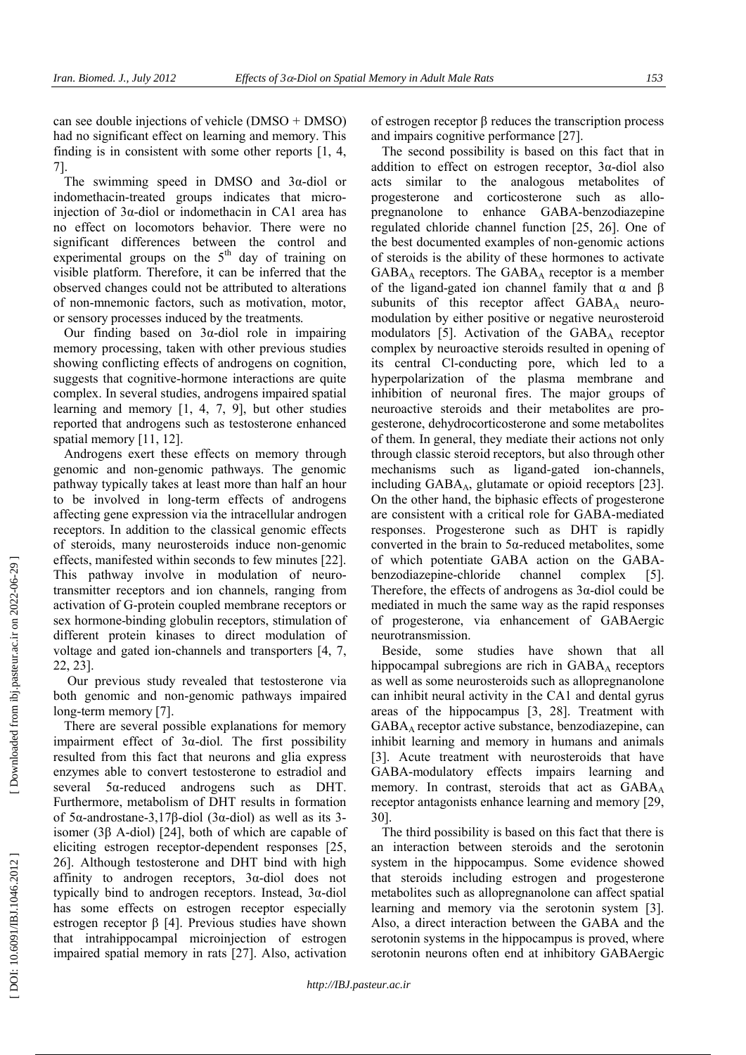can see double injections of vehicle (DMSO + DMSO) had no significant effect on learning and memory. This finding is in consistent with some other reports [1, 4, 7].

The swimming speed in DMSO and 3α-diol or indomethacin-treated groups indicates that micro-injection of 3α-diol or indomethacin in CA1 area has no effect on locomotors behavior. There were no significant differences between the control and experimental groups on the 5$^{th}$ day of training on visible platform. Therefore, it can be inferred that the observed changes could not be attributed to alterations of non-mnemonic factors, such as motivation, motor, or sensory processes induced by the treatments.

Our finding based on 3α-diol role in impairing memory processing, taken with other previous studies showing conflicting effects of androgens on cognition, suggests that cognitive-hormone interactions are quite complex. In several studies, androgens impaired spatial learning and memory [1, 4, 7, 9], but other studies reported that androgens such as testosterone enhanced spatial memory [11, 12].

Androgens exert these effects on memory through genomic and non-genomic pathways. The genomic pathway typically takes at least more than half an hour to be involved in long-term effects of androgens affecting gene expression via the intracellular androgen receptors. In addition to the classical genomic effects of steroids, many neurosteroids induce non-genomic effects, manifested within seconds to few minutes [22]. This pathway involve in modulation of neuro-transmitter receptors and ion channels, ranging from activation of G-protein coupled membrane receptors or sex hormone-binding globulin receptors, stimulation of different protein kinases to direct modulation of voltage and gated ion-channels and transporters [4, 7, 22, 23].

Our previous study revealed that testosterone via both genomic and non-genomic pathways impaired long-term memory [7].

There are several possible explanations for memory impairment effect of 3α-diol. The first possibility resulted from this fact that neurons and glia express enzymes able to convert testosterone to estradiol and several 5α-reduced androgens such as DHT. Furthermore, metabolism of DHT results in formation of 5α-androstane-3,17β-diol (3α-diol) as well as its 3-isomer (3β A-diol) [24], both of which are capable of eliciting estrogen receptor-dependent responses [25, 26]. Although testosterone and DHT bind with high affinity to androgen receptors, 3α-diol does not typically bind to androgen receptors. Instead, 3α-diol has some effects on estrogen receptor especially estrogen receptor β [4]. Previous studies have shown that intrahippocampal microinjection of estrogen impaired spatial memory in rats [27]. Also, activation of estrogen receptor β reduces the transcription process and impairs cognitive performance [27].

The second possibility is based on this fact that in addition to effect on estrogen receptor, 3α-diol also acts similar to the analogous metabolites of progesterone and corticosterone such as allo-pregnanolone to enhance GABA-benzodiazepine regulated chloride channel function [25, 26]. One of the best documented examples of non-genomic actions of steroids is the ability of these hormones to activate $GABA_A$ receptors. The $GABA_A$ receptor is a member of the ligand-gated ion channel family that α and β subunits of this receptor affect $GABA_A$ neuro-modulation by either positive or negative neurosteroid modulators [5]. Activation of the $GABA_A$ receptor complex by neuroactive steroids resulted in opening of its central Cl-conducting pore, which led to a hyperpolarization of the plasma membrane and inhibition of neuronal fires. The major groups of neuroactive steroids and their metabolites are pro-gesterone, dehydrocorticosterone and some metabolites of them. In general, they mediate their actions not only through classic steroid receptors, but also through other mechanisms such as ligand-gated ion-channels, including $GABA_A$, glutamate or opioid receptors [23]. On the other hand, the biphasic effects of progesterone are consistent with a critical role for GABA-mediated responses. Progesterone such as DHT is rapidly converted in the brain to 5α-reduced metabolites, some of which potentiate GABA action on the GABA-benzodiazepine-chloride channel complex [5]. Therefore, the effects of androgens as 3α-diol could be mediated in much the same way as the rapid responses of progesterone, via enhancement of GABAergic neurotransmission.

Beside, some studies have shown that all hippocampal subregions are rich in $GABA_A$ receptors as well as some neurosteroids such as allopregnanolone can inhibit neural activity in the CA1 and dental gyrus areas of the hippocampus [3, 28]. Treatment with $GABA_A$ receptor active substance, benzodiazepine, can inhibit learning and memory in humans and animals [3]. Acute treatment with neurosteroids that have GABA-modulatory effects impairs learning and memory. In contrast, steroids that act as $GABA_A$ receptor antagonists enhance learning and memory [29, 30].

The third possibility is based on this fact that there is an interaction between steroids and the serotonin system in the hippocampus. Some evidence showed that steroids including estrogen and progesterone metabolites such as allopregnanolone can affect spatial learning and memory via the serotonin system [3]. Also, a direct interaction between the GABA and the serotonin systems in the hippocampus is proved, where serotonin neurons often end at inhibitory GABAergic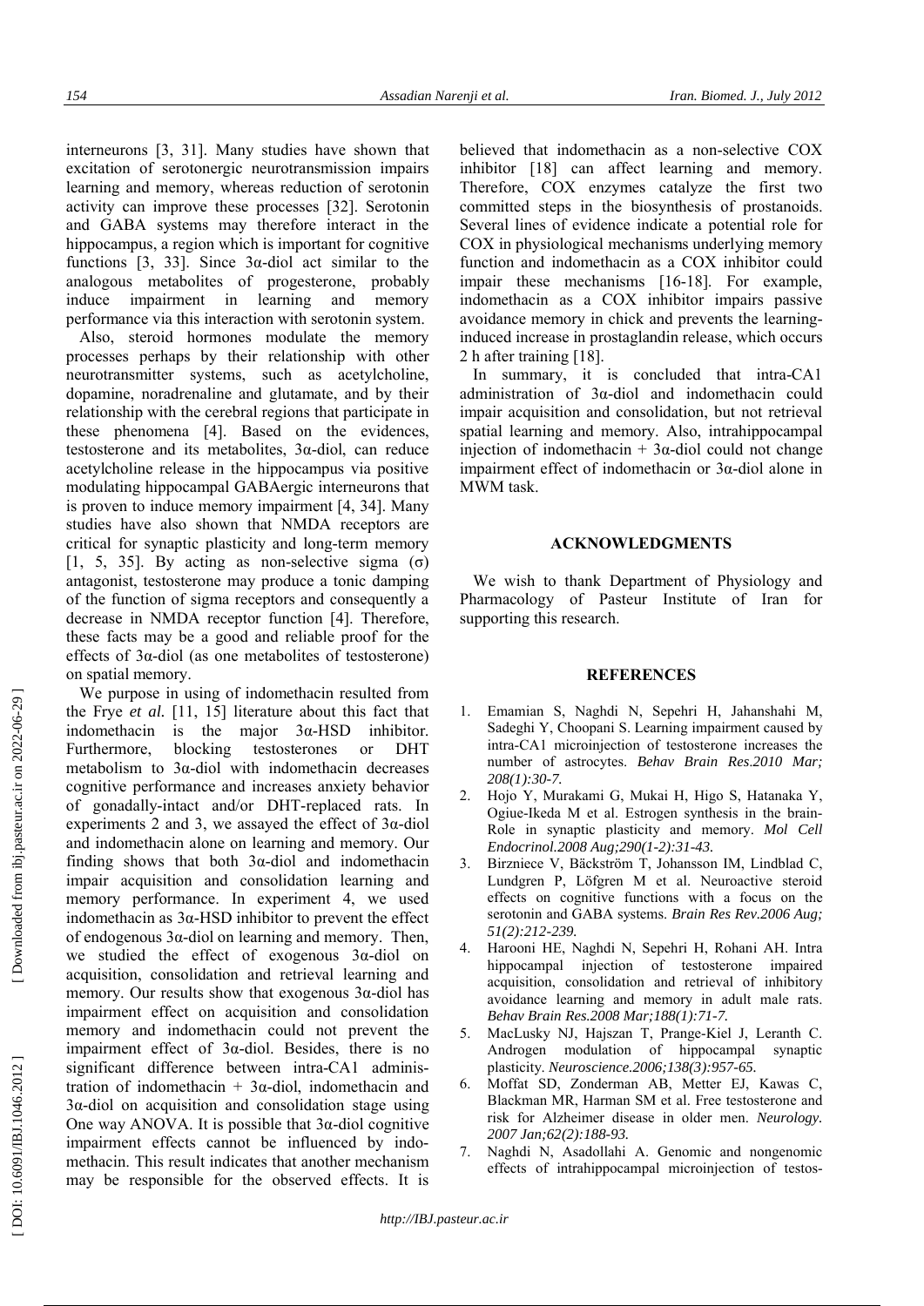interneurons [3, 31]. Many studies have shown that excitation of serotonergic neurotransmission impairs learning and memory, whereas reduction of serotonin activity can improve these processes [32]. Serotonin and GABA systems may therefore interact in the hippocampus, a region which is important for cognitive functions [3, 33]. Since 3α-diol act similar to the analogous metabolites of progesterone, probably induce impairment in learning and memory performance via this interaction with serotonin system.

Also, steroid hormones modulate the memory processes perhaps by their relationship with other neurotransmitter systems, such as acetylcholine, dopamine, noradrenaline and glutamate, and by their relationship with the cerebral regions that participate in these phenomena [4]. Based on the evidences, testosterone and its metabolites, 3α-diol, can reduce acetylcholine release in the hippocampus via positive modulating hippocampal GABAergic interneurons that is proven to induce memory impairment [4, 34]. Many studies have also shown that NMDA receptors are critical for synaptic plasticity and long-term memory [1, 5, 35]. By acting as non-selective sigma (σ) antagonist, testosterone may produce a tonic damping of the function of sigma receptors and consequently a decrease in NMDA receptor function [4]. Therefore, these facts may be a good and reliable proof for the effects of 3α-diol (as one metabolites of testosterone) on spatial memory.

We purpose in using of indomethacin resulted from the Frye *et al.* [11, 15] literature about this fact that indomethacin is the major 3α-HSD inhibitor. Furthermore, blocking testosterones or DHT metabolism to 3α-diol with indomethacin decreases cognitive performance and increases anxiety behavior of gonadally-intact and/or DHT-replaced rats. In experiments 2 and 3, we assayed the effect of 3α-diol and indomethacin alone on learning and memory. Our finding shows that both 3α-diol and indomethacin impair acquisition and consolidation learning and memory performance. In experiment 4, we used indomethacin as 3α-HSD inhibitor to prevent the effect of endogenous 3α-diol on learning and memory. Then, we studied the effect of exogenous 3α-diol on acquisition, consolidation and retrieval learning and memory. Our results show that exogenous 3α-diol has impairment effect on acquisition and consolidation memory and indomethacin could not prevent the impairment effect of 3α-diol. Besides, there is no significant difference between intra-CA1 administration of indomethacin + 3α-diol, indomethacin and 3α-diol on acquisition and consolidation stage using One way ANOVA. It is possible that 3α-diol cognitive impairment effects cannot be influenced by indomethacin. This result indicates that another mechanism may be responsible for the observed effects. It is believed that indomethacin as a non-selective COX inhibitor [18] can affect learning and memory. Therefore, COX enzymes catalyze the first two committed steps in the biosynthesis of prostanoids. Several lines of evidence indicate a potential role for COX in physiological mechanisms underlying memory function and indomethacin as a COX inhibitor could impair these mechanisms [16-18]. For example, indomethacin as a COX inhibitor impairs passive avoidance memory in chick and prevents the learning-induced increase in prostaglandin release, which occurs 2 h after training [18].

In summary, it is concluded that intra-CA1 administration of 3α-diol and indomethacin could impair acquisition and consolidation, but not retrieval spatial learning and memory. Also, intrahippocampal injection of indomethacin + 3α-diol could not change impairment effect of indomethacin or 3α-diol alone in MWM task.

## ACKNOWLEDGMENTS

We wish to thank Department of Physiology and Pharmacology of Pasteur Institute of Iran for supporting this research.

## REFERENCES

1. Emamian S, Naghdi N, Sepehri H, Jahanshahi M, Sadeghi Y, Choopani S. Learning impairment caused by intra-CA1 microinjection of testosterone increases the number of astrocytes. *Behav Brain Res.2010 Mar; 208(1):30-7.*
2. Hojo Y, Murakami G, Mukai H, Higo S, Hatanaka Y, Ogiue-Ikeda M et al. Estrogen synthesis in the brain-Role in synaptic plasticity and memory. *Mol Cell Endocrinol.2008 Aug;290(1-2):31-43.*
3. Birzniece V, Bäckström T, Johansson IM, Lindblad C, Lundgren P, Löfgren M et al. Neuroactive steroid effects on cognitive functions with a focus on the serotonin and GABA systems. *Brain Res Rev.2006 Aug; 51(2):212-239.*
4. Harooni HE, Naghdi N, Sepehri H, Rohani AH. Intra hippocampal injection of testosterone impaired acquisition, consolidation and retrieval of inhibitory avoidance learning and memory in adult male rats. *Behav Brain Res.2008 Mar;188(1):71-7.*
5. MacLusky NJ, Hajszan T, Prange-Kiel J, Leranth C. Androgen modulation of hippocampal synaptic plasticity. *Neuroscience.2006;138(3):957-65.*
6. Moffat SD, Zonderman AB, Metter EJ, Kawas C, Blackman MR, Harman SM et al. Free testosterone and risk for Alzheimer disease in older men. *Neurology. 2007 Jan;62(2):188-93.*
7. Naghdi N, Asadollahi A. Genomic and nongenomic effects of intrahippocampal microinjection of testos-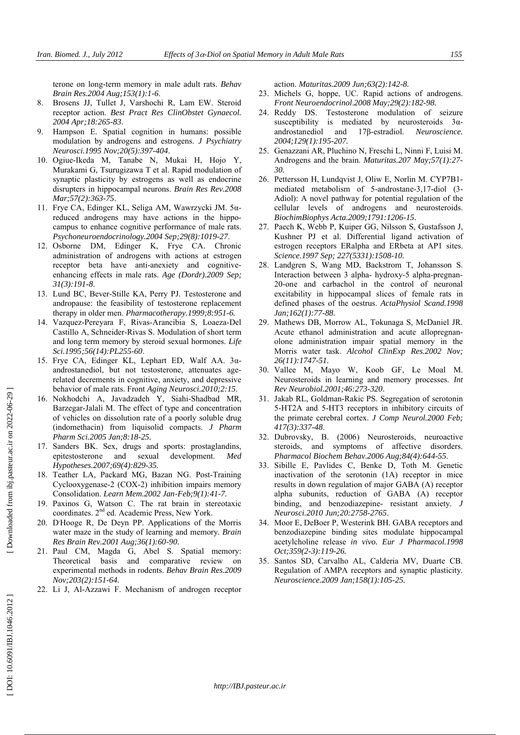terone on long-term memory in male adult rats. *Behav Brain Res.2004 Aug;153(1):1-6.*

8. Brosens JJ, Tullet J, Varshochi R, Lam EW. Steroid receptor action. *Best Pract Res ClinObstet Gynaecol. 2004 Apr;18:265-83*.
9. Hampson E. Spatial cognition in humans: possible modulation by androgens and estrogens. *J Psychiatry Neurosci.1995 Nov;20(5):397-404*.
10. Ogiue-Ikeda M, Tanabe N, Mukai H, Hojo Y, Murakami G, Tsurugizawa T et al. Rapid modulation of synaptic plasticity by estrogens as well as endocrine disrupters in hippocampal neurons. *Brain Res Rev.2008 Mar;57(2):363-75*.
11. Frye CA, Edinger KL, Seliga AM, Wawrzycki JM. 5α-reduced androgens may have actions in the hippocampus to enhance cognitive performance of male rats. *Psychoneuroendocrinology.2004 Sep;29(8):1019-27*.
12. Osborne DM, Edinger K, Frye CA. Chronic administration of androgens with actions at estrogen receptor beta have anti-anxiety and cognitive-enhancing effects in male rats. *Age (Dordr).2009 Sep; 31(3):191-8*.
13. Lund BC, Bever-Stille KA, Perry PJ. Testosterone and andropause: the feasibility of testosterone replacement therapy in older men. *Pharmacotherapy.1999;8:951-6.*
14. Vazquez-Pereyara F, Rivas-Arancibia S, Loaeza-Del Castillo A, Schneider-Rivas S. Modulation of short term and long term memory by steroid sexual hormones. *Life Sci.1995;56(14):PL255-60*.
15. Frye CA, Edinger KL, Lephart ED, Walf AA. 3α-androstanediol, but not testosterone, attenuates age-related decrements in cognitive, anxiety, and depressive behavior of male rats. Front *Aging Neurosci.2010;2:15*.
16. Nokhodchi A, Javadzadeh Y, Siahi-Shadbad MR, Barzegar-Jalali M. The effect of type and concentration of vehicles on dissolution rate of a poorly soluble drug (indomethacin) from liquisolid compacts. *J Pharm Pharm Sci.2005 Jan;8:18-25.*
17. Sanders BK. Sex, drugs and sports: prostaglandins, epitestosterone and sexual development. *Med Hypotheses.2007;69(4):829-35.*
18. Teather LA, Packard MG, Bazan NG. Post-Training Cyclooxygenase-2 (COX-2) inhibition impairs memory Consolidation. *Learn Mem.2002 Jan-Feb;9(1):41-7*.
19. Paxinos G, Watson C. The rat brain in stereotaxic coordinates. 2nd ed. Academic Press, New York.
20. D'Hooge R, De Deyn PP. Applications of the Morris water maze in the study of learning and memory. *Brain Res Brain Rev.2001 Aug;36(1):60-90.*
21. Paul CM, Magda G, Abel S. Spatial memory: Theoretical basis and comparative review on experimental methods in rodents. *Behav Brain Res.2009 Nov;203(2):151-64.*
22. Li J, Al-Azzawi F. Mechanism of androgen receptor action. *Maturitas.2009 Jun;63(2):142-8.*
23. Michels G, hoppe, UC. Rapid actions of androgens. *Front Neuroendocrinol.2008 May;29(2):182-98.*
24. Reddy DS. Testosterone modulation of seizure susceptibility is mediated by neurosteroids 3α-androstanediol and 17β-estradiol. *Neuroscience. 2004;129(1):195-207.*
25. Genazzani AR, Pluchino N, Freschi L, Ninni F, Luisi M. Androgens and the brain. *Maturitas.207 May;57(1):27-30.*
26. Pettersson H, Lundqvist J, Oliw E, Norlin M. CYP7B1-mediated metabolism of 5-androstane-3,17-diol (3-Adiol): A novel pathway for potential regulation of the cellular levels of androgens and neurosteroids. *BiochimBiophys Acta.2009;1791:1206-15*.
27. Paech K, Webb P, Kuiper GG, Nilsson S, Gustafsson J, Kushner PJ et al. Differential ligand activation of estrogen receptors ERalpha and ERbeta at AP1 sites. *Science.1997 Sep; 227(5331):1508-10.*
28. Landgren S, Wang MD, Backstrom T, Johansson S. Interaction between 3 alpha- hydroxy-5 alpha-pregnan-20-one and carbachol in the control of neuronal excitability in hippocampal slices of female rats in defined phases of the oestrus. *ActaPhysiol Scand.1998 Jan;162(1):77-88.*
29. Mathews DB, Morrow AL, Tokunaga S, McDaniel JR. Acute ethanol administration and acute allopregnanolone administration impair spatial memory in the Morris water task. *Alcohol ClinExp Res.2002 Nov; 26(11):1747-51.*
30. Vallee M, Mayo W, Koob GF, Le Moal M. Neurosteroids in learning and memory processes. *Int Rev Neurobiol.2001;46:273-320*.
31. Jakab RL, Goldman-Rakic PS. Segregation of serotonin 5-HT2A and 5-HT3 receptors in inhibitory circuits of the primate cerebral cortex. *J Comp Neurol.2000 Feb; 417(3):337-48*.
32. Dubrovsky, B. (2006) Neurosteroids, neuroactive steroids, and symptoms of affective disorders. *Pharmacol Biochem Behav.2006 Aug;84(4):644-55*.
33. Sibille E, Pavlides C, Benke D, Toth M. Genetic inactivation of the serotonin (1A) receptor in mice results in down regulation of major GABA (A) receptor alpha subunits, reduction of GABA (A) receptor binding, and benzodiazepine- resistant anxiety. *J Neurosci.2010 Jun;20:2758-2765*.
34. Moor E, DeBoer P, Westerink BH. GABA receptors and benzodiazepine binding sites modulate hippocampal acetylcholine release *in vivo. Eur J Pharmacol.1998 Oct;359(2-3):119-26.*
35. Santos SD, Carvalho AL, Calderia MV, Duarte CB. Regulation of AMPA receptors and synaptic plasticity. *Neuroscience.2009 Jan;158(1):105-25.*